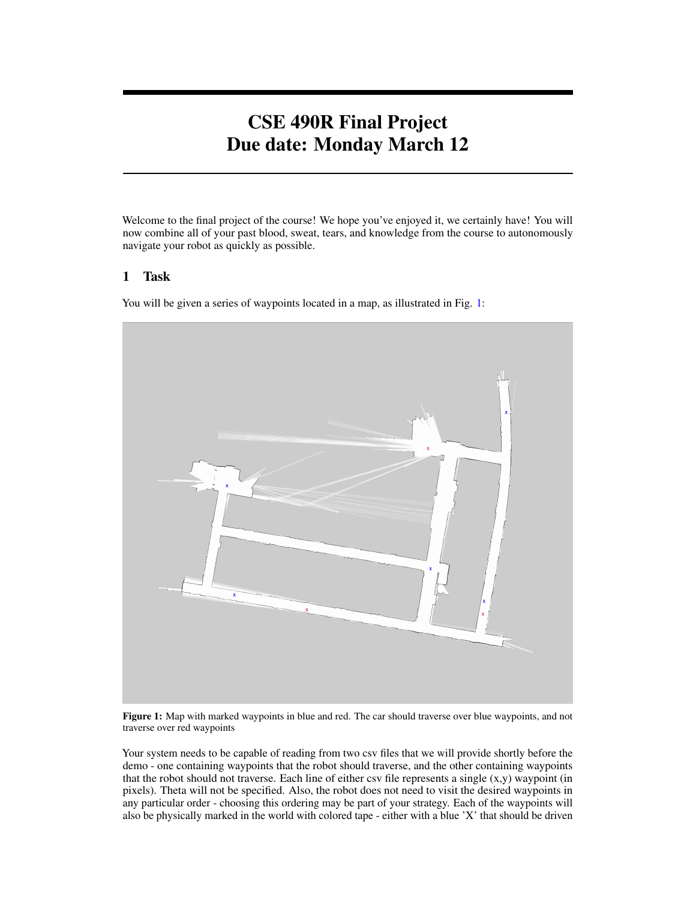# CSE 490R Final Project
# Due date: Monday March 12

Welcome to the final project of the course! We hope you've enjoyed it, we certainly have! You will now combine all of your past blood, sweat, tears, and knowledge from the course to autonomously navigate your robot as quickly as possible.

## 1 Task

You will be given a series of waypoints located in a map, as illustrated in Fig. 1:

**Figure 1:** Map with marked waypoints in blue and red. The car should traverse over blue waypoints, and not traverse over red waypoints

Your system needs to be capable of reading from two csv files that we will provide shortly before the demo - one containing waypoints that the robot should traverse, and the other containing waypoints that the robot should not traverse. Each line of either csv file represents a single (x,y) waypoint (in pixels). Theta will not be specified. Also, the robot does not need to visit the desired waypoints in any particular order - choosing this ordering may be part of your strategy. Each of the waypoints will also be physically marked in the world with colored tape - either with a blue 'X' that should be driven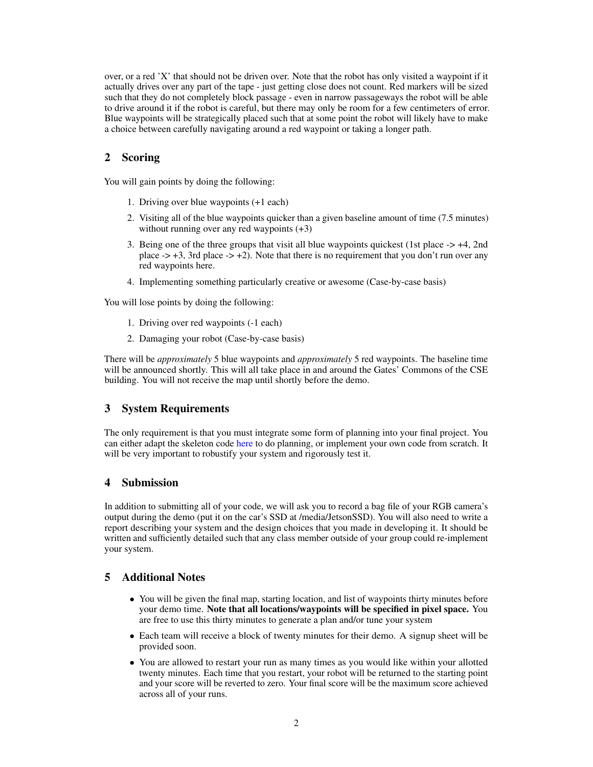over, or a red 'X' that should not be driven over. Note that the robot has only visited a waypoint if it actually drives over any part of the tape - just getting close does not count. Red markers will be sized such that they do not completely block passage - even in narrow passageways the robot will be able to drive around it if the robot is careful, but there may only be room for a few centimeters of error. Blue waypoints will be strategically placed such that at some point the robot will likely have to make a choice between carefully navigating around a red waypoint or taking a longer path.

## 2 Scoring

You will gain points by doing the following:

1. Driving over blue waypoints (+1 each)
2. Visiting all of the blue waypoints quicker than a given baseline amount of time (7.5 minutes) without running over any red waypoints (+3)
3. Being one of the three groups that visit all blue waypoints quickest (1st place -> +4, 2nd place -> +3, 3rd place -> +2). Note that there is no requirement that you don't run over any red waypoints here.
4. Implementing something particularly creative or awesome (Case-by-case basis)

You will lose points by doing the following:

1. Driving over red waypoints (-1 each)
2. Damaging your robot (Case-by-case basis)

There will be *approximately* 5 blue waypoints and *approximately* 5 red waypoints. The baseline time will be announced shortly. This will all take place in and around the Gates' Commons of the CSE building. You will not receive the map until shortly before the demo.

## 3 System Requirements

The only requirement is that you must integrate some form of planning into your final project. You can either adapt the skeleton code here to do planning, or implement your own code from scratch. It will be very important to robustify your system and rigorously test it.

## 4 Submission

In addition to submitting all of your code, we will ask you to record a bag file of your RGB camera's output during the demo (put it on the car's SSD at /media/JetsonSSD). You will also need to write a report describing your system and the design choices that you made in developing it. It should be written and sufficiently detailed such that any class member outside of your group could re-implement your system.

## 5 Additional Notes

- You will be given the final map, starting location, and list of waypoints thirty minutes before your demo time. **Note that all locations/waypoints will be specified in pixel space.** You are free to use this thirty minutes to generate a plan and/or tune your system
- Each team will receive a block of twenty minutes for their demo. A signup sheet will be provided soon.
- You are allowed to restart your run as many times as you would like within your allotted twenty minutes. Each time that you restart, your robot will be returned to the starting point and your score will be reverted to zero. Your final score will be the maximum score achieved across all of your runs.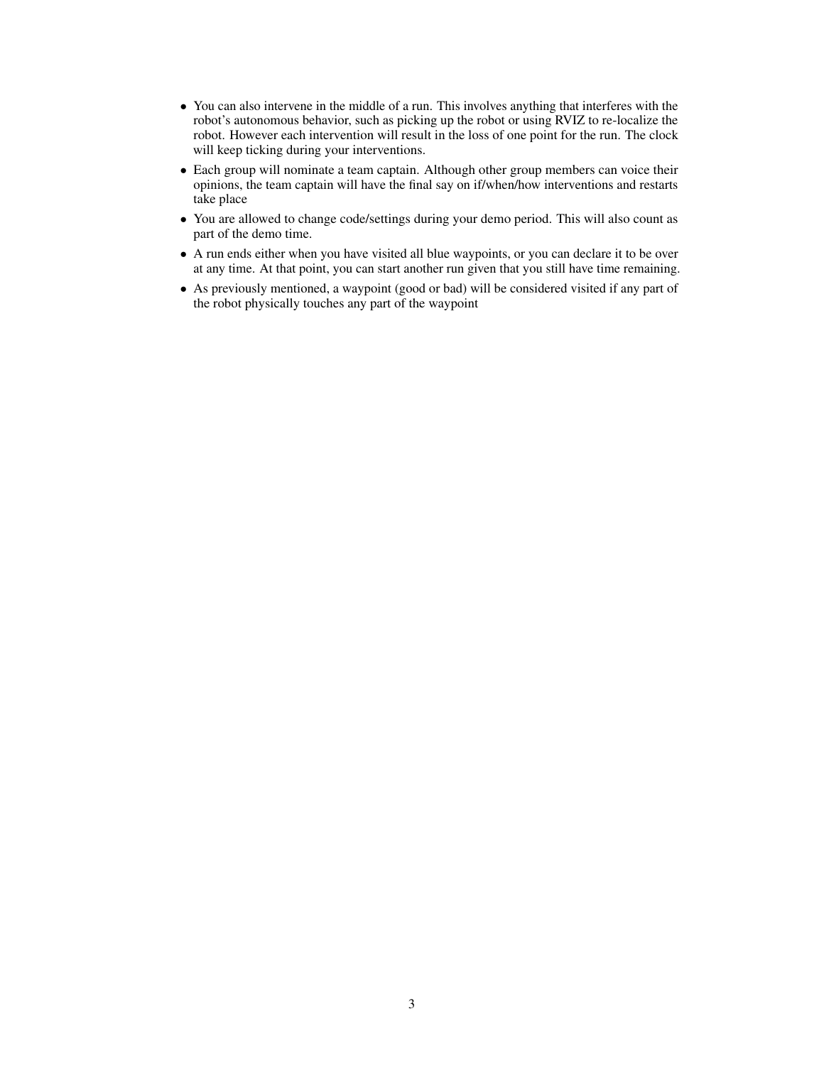- You can also intervene in the middle of a run. This involves anything that interferes with the robot's autonomous behavior, such as picking up the robot or using RVIZ to re-localize the robot. However each intervention will result in the loss of one point for the run. The clock will keep ticking during your interventions.
- Each group will nominate a team captain. Although other group members can voice their opinions, the team captain will have the final say on if/when/how interventions and restarts take place
- You are allowed to change code/settings during your demo period. This will also count as part of the demo time.
- A run ends either when you have visited all blue waypoints, or you can declare it to be over at any time. At that point, you can start another run given that you still have time remaining.
- As previously mentioned, a waypoint (good or bad) will be considered visited if any part of the robot physically touches any part of the waypoint